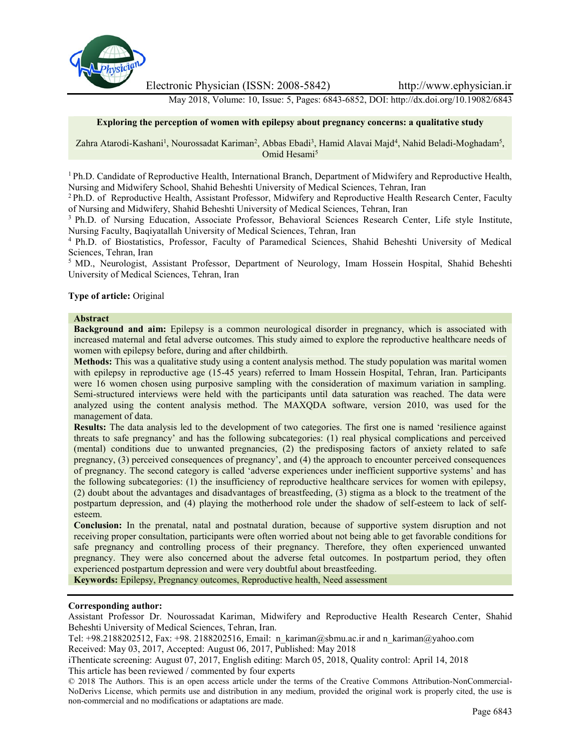Electronic Physician (ISSN: 2008-5842) http://www.ephysician.ir

May 2018, Volume: 10, Issue: 5, Pages: 6843-6852, DOI: http://dx.doi.org/10.19082/6843

# Exploring the perception of women with epilepsy about pregnancy concerns: a qualitative study

Zahra Atarodi-Kashani[1], Nourossadat Kariman[2], Abbas Ebadi[3], Hamid Alavai Majd[4], Nahid Beladi-Moghadam[5], Omid Hesami[5]

[1] Ph.D. Candidate of Reproductive Health, International Branch, Department of Midwifery and Reproductive Health, Nursing and Midwifery School, Shahid Beheshti University of Medical Sciences, Tehran, Iran

[2] Ph.D. of Reproductive Health, Assistant Professor, Midwifery and Reproductive Health Research Center, Faculty of Nursing and Midwifery, Shahid Beheshti University of Medical Sciences, Tehran, Iran

[3] Ph.D. of Nursing Education, Associate Professor, Behavioral Sciences Research Center, Life style Institute, Nursing Faculty, Baqiyatallah University of Medical Sciences, Tehran, Iran

[4] Ph.D. of Biostatistics, Professor, Faculty of Paramedical Sciences, Shahid Beheshti University of Medical Sciences, Tehran, Iran

[5] MD., Neurologist, Assistant Professor, Department of Neurology, Imam Hossein Hospital, Shahid Beheshti University of Medical Sciences, Tehran, Iran

**Type of article:** Original

## Abstract

**Background and aim:** Epilepsy is a common neurological disorder in pregnancy, which is associated with increased maternal and fetal adverse outcomes. This study aimed to explore the reproductive healthcare needs of women with epilepsy before, during and after childbirth.

**Methods:** This was a qualitative study using a content analysis method. The study population was marital women with epilepsy in reproductive age (15-45 years) referred to Imam Hossein Hospital, Tehran, Iran. Participants were 16 women chosen using purposive sampling with the consideration of maximum variation in sampling. Semi-structured interviews were held with the participants until data saturation was reached. The data were analyzed using the content analysis method. The MAXQDA software, version 2010, was used for the management of data.

**Results:** The data analysis led to the development of two categories. The first one is named 'resilience against threats to safe pregnancy' and has the following subcategories: (1) real physical complications and perceived (mental) conditions due to unwanted pregnancies, (2) the predisposing factors of anxiety related to safe pregnancy, (3) perceived consequences of pregnancy', and (4) the approach to encounter perceived consequences of pregnancy. The second category is called 'adverse experiences under inefficient supportive systems' and has the following subcategories: (1) the insufficiency of reproductive healthcare services for women with epilepsy, (2) doubt about the advantages and disadvantages of breastfeeding, (3) stigma as a block to the treatment of the postpartum depression, and (4) playing the motherhood role under the shadow of self-esteem to lack of self-esteem.

**Conclusion:** In the prenatal, natal and postnatal duration, because of supportive system disruption and not receiving proper consultation, participants were often worried about not being able to get favorable conditions for safe pregnancy and controlling process of their pregnancy. Therefore, they often experienced unwanted pregnancy. They were also concerned about the adverse fetal outcomes. In postpartum period, they often experienced postpartum depression and were very doubtful about breastfeeding.

**Keywords:** Epilepsy, Pregnancy outcomes, Reproductive health, Need assessment

**Corresponding author:**

Assistant Professor Dr. Nourossadat Kariman, Midwifery and Reproductive Health Research Center, Shahid Beheshti University of Medical Sciences, Tehran, Iran.

Tel: +98.2188202512, Fax: +98. 2188202516, Email: n_kariman@sbmu.ac.ir and n_kariman@yahoo.com

Received: May 03, 2017, Accepted: August 06, 2017, Published: May 2018

iThenticate screening: August 07, 2017, English editing: March 05, 2018, Quality control: April 14, 2018

This article has been reviewed / commented by four experts

© 2018 The Authors. This is an open access article under the terms of the Creative Commons Attribution-NonCommercial-NoDerivs License, which permits use and distribution in any medium, provided the original work is properly cited, the use is non-commercial and no modifications or adaptations are made.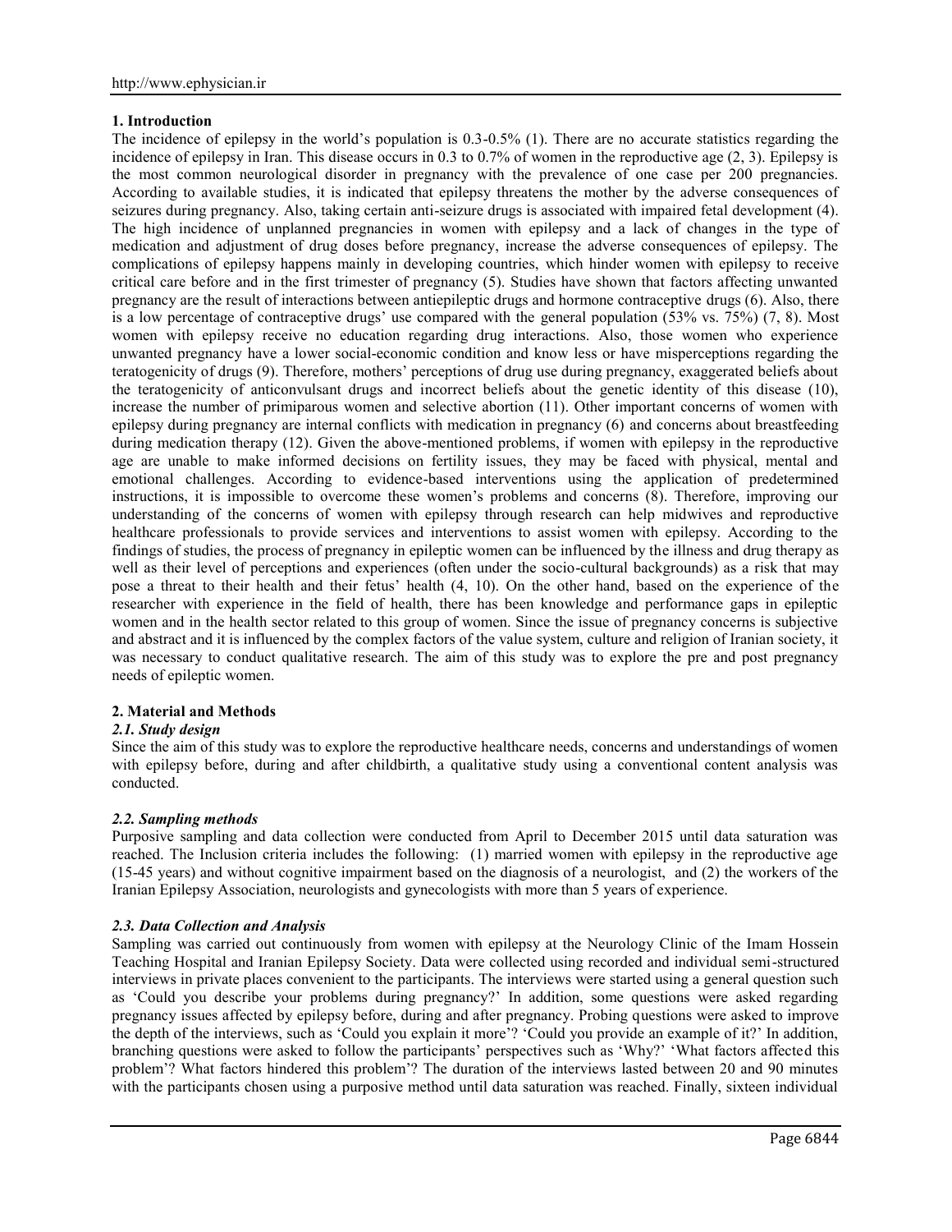## 1. Introduction

The incidence of epilepsy in the world's population is 0.3-0.5% (1). There are no accurate statistics regarding the incidence of epilepsy in Iran. This disease occurs in 0.3 to 0.7% of women in the reproductive age (2, 3). Epilepsy is the most common neurological disorder in pregnancy with the prevalence of one case per 200 pregnancies. According to available studies, it is indicated that epilepsy threatens the mother by the adverse consequences of seizures during pregnancy. Also, taking certain anti-seizure drugs is associated with impaired fetal development (4). The high incidence of unplanned pregnancies in women with epilepsy and a lack of changes in the type of medication and adjustment of drug doses before pregnancy, increase the adverse consequences of epilepsy. The complications of epilepsy happens mainly in developing countries, which hinder women with epilepsy to receive critical care before and in the first trimester of pregnancy (5). Studies have shown that factors affecting unwanted pregnancy are the result of interactions between antiepileptic drugs and hormone contraceptive drugs (6). Also, there is a low percentage of contraceptive drugs' use compared with the general population (53% vs. 75%) (7, 8). Most women with epilepsy receive no education regarding drug interactions. Also, those women who experience unwanted pregnancy have a lower social-economic condition and know less or have misperceptions regarding the teratogenicity of drugs (9). Therefore, mothers' perceptions of drug use during pregnancy, exaggerated beliefs about the teratogenicity of anticonvulsant drugs and incorrect beliefs about the genetic identity of this disease (10), increase the number of primiparous women and selective abortion (11). Other important concerns of women with epilepsy during pregnancy are internal conflicts with medication in pregnancy (6) and concerns about breastfeeding during medication therapy (12). Given the above-mentioned problems, if women with epilepsy in the reproductive age are unable to make informed decisions on fertility issues, they may be faced with physical, mental and emotional challenges. According to evidence-based interventions using the application of predetermined instructions, it is impossible to overcome these women's problems and concerns (8). Therefore, improving our understanding of the concerns of women with epilepsy through research can help midwives and reproductive healthcare professionals to provide services and interventions to assist women with epilepsy. According to the findings of studies, the process of pregnancy in epileptic women can be influenced by the illness and drug therapy as well as their level of perceptions and experiences (often under the socio-cultural backgrounds) as a risk that may pose a threat to their health and their fetus' health (4, 10). On the other hand, based on the experience of the researcher with experience in the field of health, there has been knowledge and performance gaps in epileptic women and in the health sector related to this group of women. Since the issue of pregnancy concerns is subjective and abstract and it is influenced by the complex factors of the value system, culture and religion of Iranian society, it was necessary to conduct qualitative research. The aim of this study was to explore the pre and post pregnancy needs of epileptic women.

## 2. Material and Methods

### *2.1. Study design*

Since the aim of this study was to explore the reproductive healthcare needs, concerns and understandings of women with epilepsy before, during and after childbirth, a qualitative study using a conventional content analysis was conducted.

### *2.2. Sampling methods*

Purposive sampling and data collection were conducted from April to December 2015 until data saturation was reached. The Inclusion criteria includes the following: (1) married women with epilepsy in the reproductive age (15-45 years) and without cognitive impairment based on the diagnosis of a neurologist, and (2) the workers of the Iranian Epilepsy Association, neurologists and gynecologists with more than 5 years of experience.

### *2.3. Data Collection and Analysis*

Sampling was carried out continuously from women with epilepsy at the Neurology Clinic of the Imam Hossein Teaching Hospital and Iranian Epilepsy Society. Data were collected using recorded and individual semi-structured interviews in private places convenient to the participants. The interviews were started using a general question such as 'Could you describe your problems during pregnancy?' In addition, some questions were asked regarding pregnancy issues affected by epilepsy before, during and after pregnancy. Probing questions were asked to improve the depth of the interviews, such as 'Could you explain it more'? 'Could you provide an example of it?' In addition, branching questions were asked to follow the participants' perspectives such as 'Why?' 'What factors affected this problem'? What factors hindered this problem'? The duration of the interviews lasted between 20 and 90 minutes with the participants chosen using a purposive method until data saturation was reached. Finally, sixteen individual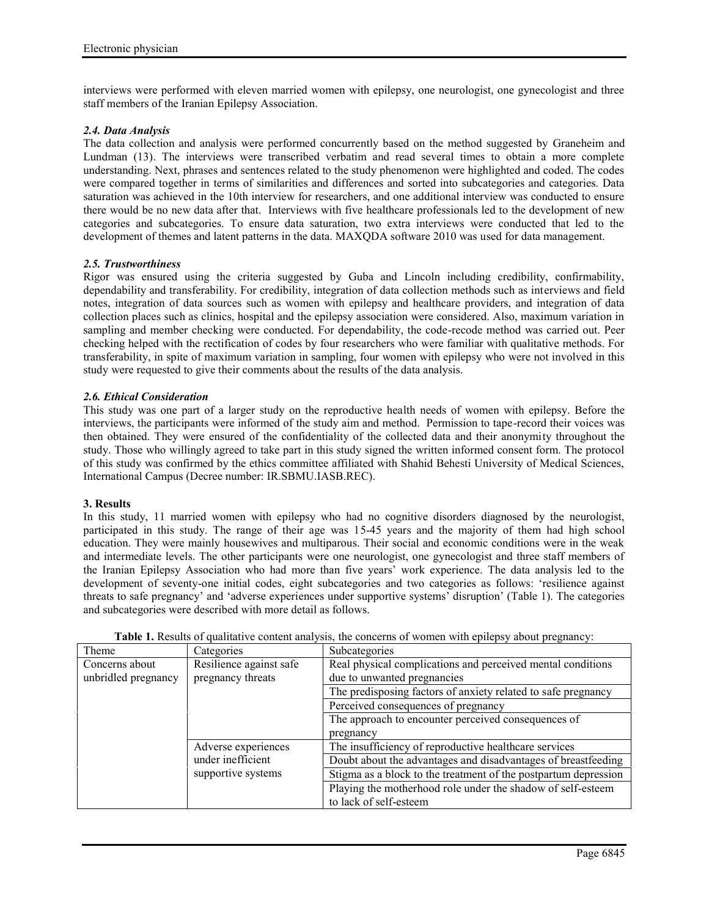interviews were performed with eleven married women with epilepsy, one neurologist, one gynecologist and three staff members of the Iranian Epilepsy Association.

### *2.4. Data Analysis*

The data collection and analysis were performed concurrently based on the method suggested by Graneheim and Lundman (13). The interviews were transcribed verbatim and read several times to obtain a more complete understanding. Next, phrases and sentences related to the study phenomenon were highlighted and coded. The codes were compared together in terms of similarities and differences and sorted into subcategories and categories. Data saturation was achieved in the 10th interview for researchers, and one additional interview was conducted to ensure there would be no new data after that. Interviews with five healthcare professionals led to the development of new categories and subcategories. To ensure data saturation, two extra interviews were conducted that led to the development of themes and latent patterns in the data. MAXQDA software 2010 was used for data management.

### *2.5. Trustworthiness*

Rigor was ensured using the criteria suggested by Guba and Lincoln including credibility, confirmability, dependability and transferability. For credibility, integration of data collection methods such as interviews and field notes, integration of data sources such as women with epilepsy and healthcare providers, and integration of data collection places such as clinics, hospital and the epilepsy association were considered. Also, maximum variation in sampling and member checking were conducted. For dependability, the code-recode method was carried out. Peer checking helped with the rectification of codes by four researchers who were familiar with qualitative methods. For transferability, in spite of maximum variation in sampling, four women with epilepsy who were not involved in this study were requested to give their comments about the results of the data analysis.

### *2.6. Ethical Consideration*

This study was one part of a larger study on the reproductive health needs of women with epilepsy. Before the interviews, the participants were informed of the study aim and method. Permission to tape-record their voices was then obtained. They were ensured of the confidentiality of the collected data and their anonymity throughout the study. Those who willingly agreed to take part in this study signed the written informed consent form. The protocol of this study was confirmed by the ethics committee affiliated with Shahid Beheshti University of Medical Sciences, International Campus (Decree number: IR.SBMU.IASB.REC).

## 3. Results

In this study, 11 married women with epilepsy who had no cognitive disorders diagnosed by the neurologist, participated in this study. The range of their age was 15-45 years and the majority of them had high school education. They were mainly housewives and multiparous. Their social and economic conditions were in the weak and intermediate levels. The other participants were one neurologist, one gynecologist and three staff members of the Iranian Epilepsy Association who had more than five years' work experience. The data analysis led to the development of seventy-one initial codes, eight subcategories and two categories as follows: 'resilience against threats to safe pregnancy' and 'adverse experiences under supportive systems' disruption' (Table 1). The categories and subcategories were described with more detail as follows.

**Table 1.** Results of qualitative content analysis, the concerns of women with epilepsy about pregnancy:

| Theme | Categories | Subcategories |
|---|---|---|
| Concerns about unbridled pregnancy | Resilience against safe pregnancy threats | Real physical complications and perceived mental conditions due to unwanted pregnancies |
| | | The predisposing factors of anxiety related to safe pregnancy |
| | | Perceived consequences of pregnancy |
| | | The approach to encounter perceived consequences of pregnancy |
| | Adverse experiences under inefficient supportive systems | The insufficiency of reproductive healthcare services |
| | | Doubt about the advantages and disadvantages of breastfeeding |
| | | Stigma as a block to the treatment of the postpartum depression |
| | | Playing the motherhood role under the shadow of self-esteem to lack of self-esteem |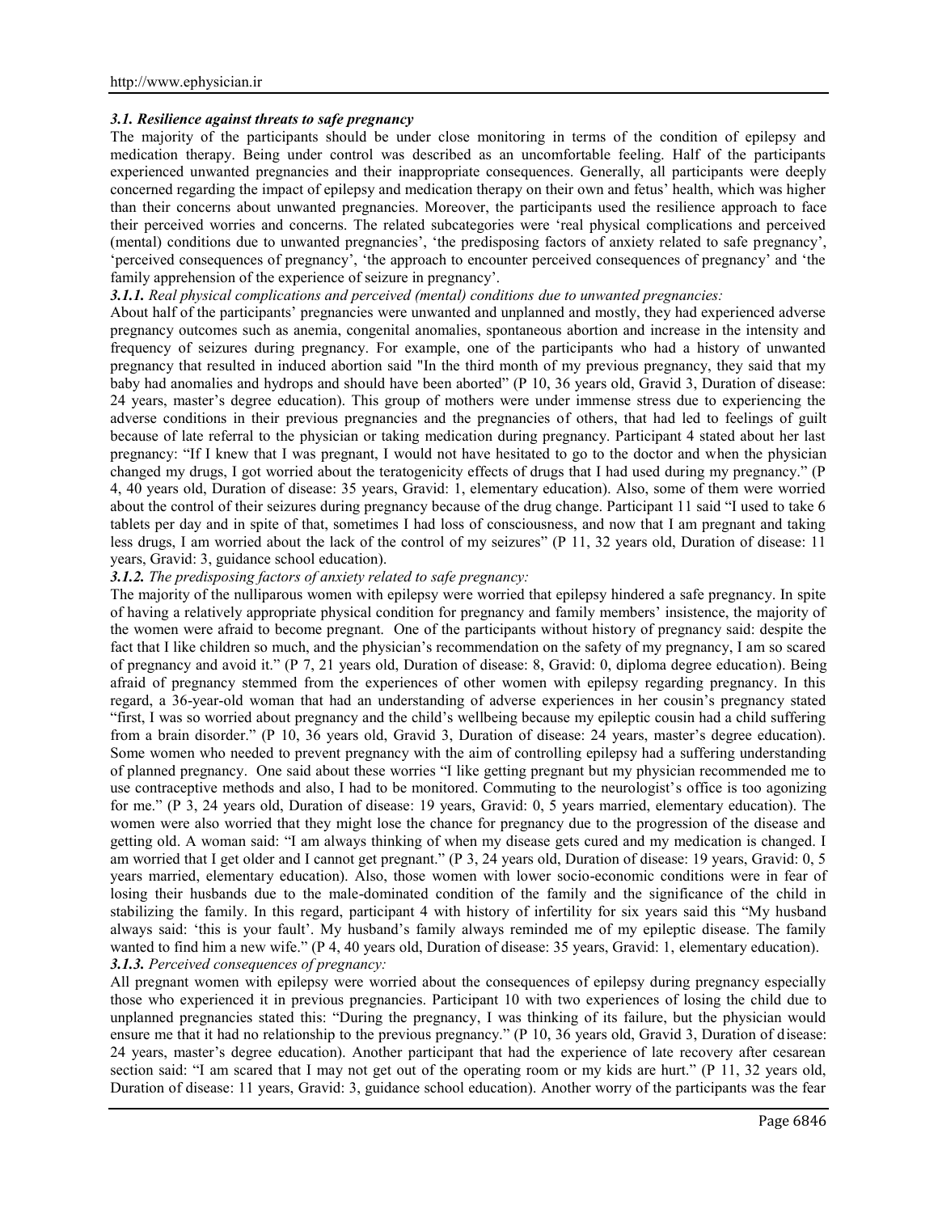### *3.1. Resilience against threats to safe pregnancy*

The majority of the participants should be under close monitoring in terms of the condition of epilepsy and medication therapy. Being under control was described as an uncomfortable feeling. Half of the participants experienced unwanted pregnancies and their inappropriate consequences. Generally, all participants were deeply concerned regarding the impact of epilepsy and medication therapy on their own and fetus' health, which was higher than their concerns about unwanted pregnancies. Moreover, the participants used the resilience approach to face their perceived worries and concerns. The related subcategories were 'real physical complications and perceived (mental) conditions due to unwanted pregnancies', 'the predisposing factors of anxiety related to safe pregnancy', 'perceived consequences of pregnancy', 'the approach to encounter perceived consequences of pregnancy' and 'the family apprehension of the experience of seizure in pregnancy'.

***3.1.1.** Real physical complications and perceived (mental) conditions due to unwanted pregnancies:*

About half of the participants' pregnancies were unwanted and unplanned and mostly, they had experienced adverse pregnancy outcomes such as anemia, congenital anomalies, spontaneous abortion and increase in the intensity and frequency of seizures during pregnancy. For example, one of the participants who had a history of unwanted pregnancy that resulted in induced abortion said "In the third month of my previous pregnancy, they said that my baby had anomalies and hydrops and should have been aborted" (P 10, 36 years old, Gravid 3, Duration of disease: 24 years, master's degree education). This group of mothers were under immense stress due to experiencing the adverse conditions in their previous pregnancies and the pregnancies of others, that had led to feelings of guilt because of late referral to the physician or taking medication during pregnancy. Participant 4 stated about her last pregnancy: "If I knew that I was pregnant, I would not have hesitated to go to the doctor and when the physician changed my drugs, I got worried about the teratogenicity effects of drugs that I had used during my pregnancy." (P 4, 40 years old, Duration of disease: 35 years, Gravid: 1, elementary education). Also, some of them were worried about the control of their seizures during pregnancy because of the drug change. Participant 11 said "I used to take 6 tablets per day and in spite of that, sometimes I had loss of consciousness, and now that I am pregnant and taking less drugs, I am worried about the lack of the control of my seizures" (P 11, 32 years old, Duration of disease: 11 years, Gravid: 3, guidance school education).

***3.1.2.** The predisposing factors of anxiety related to safe pregnancy:*

The majority of the nulliparous women with epilepsy were worried that epilepsy hindered a safe pregnancy. In spite of having a relatively appropriate physical condition for pregnancy and family members' insistence, the majority of the women were afraid to become pregnant. One of the participants without history of pregnancy said: despite the fact that I like children so much, and the physician's recommendation on the safety of my pregnancy, I am so scared of pregnancy and avoid it." (P 7, 21 years old, Duration of disease: 8, Gravid: 0, diploma degree education). Being afraid of pregnancy stemmed from the experiences of other women with epilepsy regarding pregnancy. In this regard, a 36-year-old woman that had an understanding of adverse experiences in her cousin's pregnancy stated "first, I was so worried about pregnancy and the child's wellbeing because my epileptic cousin had a child suffering from a brain disorder." (P 10, 36 years old, Gravid 3, Duration of disease: 24 years, master's degree education). Some women who needed to prevent pregnancy with the aim of controlling epilepsy had a suffering understanding of planned pregnancy. One said about these worries "I like getting pregnant but my physician recommended me to use contraceptive methods and also, I had to be monitored. Commuting to the neurologist's office is too agonizing for me." (P 3, 24 years old, Duration of disease: 19 years, Gravid: 0, 5 years married, elementary education). The women were also worried that they might lose the chance for pregnancy due to the progression of the disease and getting old. A woman said: "I am always thinking of when my disease gets cured and my medication is changed. I am worried that I get older and I cannot get pregnant." (P 3, 24 years old, Duration of disease: 19 years, Gravid: 0, 5 years married, elementary education). Also, those women with lower socio-economic conditions were in fear of losing their husbands due to the male-dominated condition of the family and the significance of the child in stabilizing the family. In this regard, participant 4 with history of infertility for six years said this "My husband always said: 'this is your fault'. My husband's family always reminded me of my epileptic disease. The family wanted to find him a new wife." (P 4, 40 years old, Duration of disease: 35 years, Gravid: 1, elementary education).

***3.1.3.** Perceived consequences of pregnancy:*

All pregnant women with epilepsy were worried about the consequences of epilepsy during pregnancy especially those who experienced it in previous pregnancies. Participant 10 with two experiences of losing the child due to unplanned pregnancies stated this: "During the pregnancy, I was thinking of its failure, but the physician would ensure me that it had no relationship to the previous pregnancy." (P 10, 36 years old, Gravid 3, Duration of disease: 24 years, master's degree education). Another participant that had the experience of late recovery after cesarean section said: "I am scared that I may not get out of the operating room or my kids are hurt." (P 11, 32 years old, Duration of disease: 11 years, Gravid: 3, guidance school education). Another worry of the participants was the fear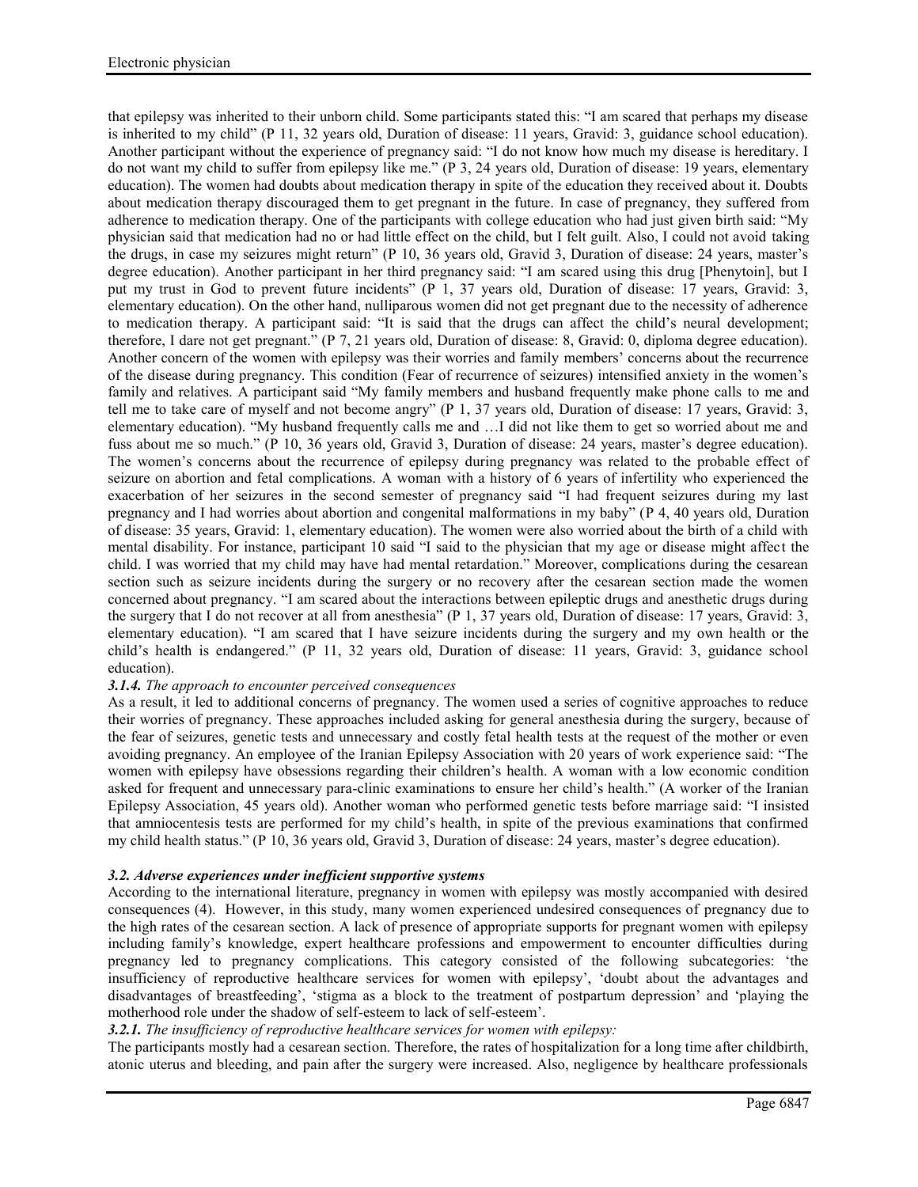that epilepsy was inherited to their unborn child. Some participants stated this: "I am scared that perhaps my disease is inherited to my child" (P 11, 32 years old, Duration of disease: 11 years, Gravid: 3, guidance school education). Another participant without the experience of pregnancy said: "I do not know how much my disease is hereditary. I do not want my child to suffer from epilepsy like me." (P 3, 24 years old, Duration of disease: 19 years, elementary education). The women had doubts about medication therapy in spite of the education they received about it. Doubts about medication therapy discouraged them to get pregnant in the future. In case of pregnancy, they suffered from adherence to medication therapy. One of the participants with college education who had just given birth said: "My physician said that medication had no or had little effect on the child, but I felt guilt. Also, I could not avoid taking the drugs, in case my seizures might return" (P 10, 36 years old, Gravid 3, Duration of disease: 24 years, master's degree education). Another participant in her third pregnancy said: "I am scared using this drug [Phenytoin], but I put my trust in God to prevent future incidents" (P 1, 37 years old, Duration of disease: 17 years, Gravid: 3, elementary education). On the other hand, nulliparous women did not get pregnant due to the necessity of adherence to medication therapy. A participant said: "It is said that the drugs can affect the child's neural development; therefore, I dare not get pregnant." (P 7, 21 years old, Duration of disease: 8, Gravid: 0, diploma degree education). Another concern of the women with epilepsy was their worries and family members' concerns about the recurrence of the disease during pregnancy. This condition (Fear of recurrence of seizures) intensified anxiety in the women's family and relatives. A participant said "My family members and husband frequently make phone calls to me and tell me to take care of myself and not become angry" (P 1, 37 years old, Duration of disease: 17 years, Gravid: 3, elementary education). "My husband frequently calls me and …I did not like them to get so worried about me and fuss about me so much." (P 10, 36 years old, Gravid 3, Duration of disease: 24 years, master's degree education). The women's concerns about the recurrence of epilepsy during pregnancy was related to the probable effect of seizure on abortion and fetal complications. A woman with a history of 6 years of infertility who experienced the exacerbation of her seizures in the second semester of pregnancy said "I had frequent seizures during my last pregnancy and I had worries about abortion and congenital malformations in my baby" (P 4, 40 years old, Duration of disease: 35 years, Gravid: 1, elementary education). The women were also worried about the birth of a child with mental disability. For instance, participant 10 said "I said to the physician that my age or disease might affect the child. I was worried that my child may have had mental retardation." Moreover, complications during the cesarean section such as seizure incidents during the surgery or no recovery after the cesarean section made the women concerned about pregnancy. "I am scared about the interactions between epileptic drugs and anesthetic drugs during the surgery that I do not recover at all from anesthesia" (P 1, 37 years old, Duration of disease: 17 years, Gravid: 3, elementary education). "I am scared that I have seizure incidents during the surgery and my own health or the child's health is endangered." (P 11, 32 years old, Duration of disease: 11 years, Gravid: 3, guidance school education).

***3.1.4. The approach to encounter perceived consequences***

As a result, it led to additional concerns of pregnancy. The women used a series of cognitive approaches to reduce their worries of pregnancy. These approaches included asking for general anesthesia during the surgery, because of the fear of seizures, genetic tests and unnecessary and costly fetal health tests at the request of the mother or even avoiding pregnancy. An employee of the Iranian Epilepsy Association with 20 years of work experience said: "The women with epilepsy have obsessions regarding their children's health. A woman with a low economic condition asked for frequent and unnecessary para-clinic examinations to ensure her child's health." (A worker of the Iranian Epilepsy Association, 45 years old). Another woman who performed genetic tests before marriage said: "I insisted that amniocentesis tests are performed for my child's health, in spite of the previous examinations that confirmed my child health status." (P 10, 36 years old, Gravid 3, Duration of disease: 24 years, master's degree education).

***3.2. Adverse experiences under inefficient supportive systems***

According to the international literature, pregnancy in women with epilepsy was mostly accompanied with desired consequences (4). However, in this study, many women experienced undesired consequences of pregnancy due to the high rates of the cesarean section. A lack of presence of appropriate supports for pregnant women with epilepsy including family's knowledge, expert healthcare professions and empowerment to encounter difficulties during pregnancy led to pregnancy complications. This category consisted of the following subcategories: 'the insufficiency of reproductive healthcare services for women with epilepsy', 'doubt about the advantages and disadvantages of breastfeeding', 'stigma as a block to the treatment of postpartum depression' and 'playing the motherhood role under the shadow of self-esteem to lack of self-esteem'.

***3.2.1. The insufficiency of reproductive healthcare services for women with epilepsy:***

The participants mostly had a cesarean section. Therefore, the rates of hospitalization for a long time after childbirth, atonic uterus and bleeding, and pain after the surgery were increased. Also, negligence by healthcare professionals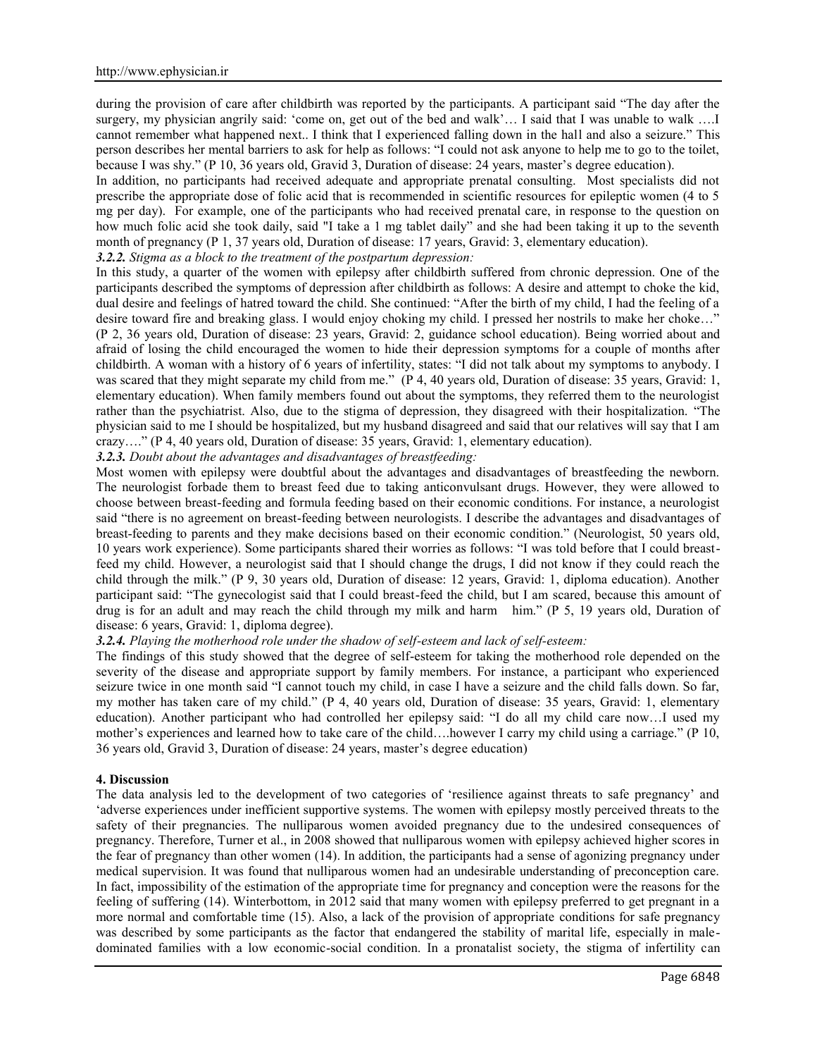during the provision of care after childbirth was reported by the participants. A participant said "The day after the surgery, my physician angrily said: 'come on, get out of the bed and walk'… I said that I was unable to walk ….I cannot remember what happened next.. I think that I experienced falling down in the hall and also a seizure." This person describes her mental barriers to ask for help as follows: "I could not ask anyone to help me to go to the toilet, because I was shy." (P 10, 36 years old, Gravid 3, Duration of disease: 24 years, master's degree education).

In addition, no participants had received adequate and appropriate prenatal consulting. Most specialists did not prescribe the appropriate dose of folic acid that is recommended in scientific resources for epileptic women (4 to 5 mg per day). For example, one of the participants who had received prenatal care, in response to the question on how much folic acid she took daily, said "I take a 1 mg tablet daily" and she had been taking it up to the seventh month of pregnancy (P 1, 37 years old, Duration of disease: 17 years, Gravid: 3, elementary education).

***3.2.2.*** *Stigma as a block to the treatment of the postpartum depression:*

In this study, a quarter of the women with epilepsy after childbirth suffered from chronic depression. One of the participants described the symptoms of depression after childbirth as follows: A desire and attempt to choke the kid, dual desire and feelings of hatred toward the child. She continued: "After the birth of my child, I had the feeling of a desire toward fire and breaking glass. I would enjoy choking my child. I pressed her nostrils to make her choke…" (P 2, 36 years old, Duration of disease: 23 years, Gravid: 2, guidance school education). Being worried about and afraid of losing the child encouraged the women to hide their depression symptoms for a couple of months after childbirth. A woman with a history of 6 years of infertility, states: "I did not talk about my symptoms to anybody. I was scared that they might separate my child from me." (P 4, 40 years old, Duration of disease: 35 years, Gravid: 1, elementary education). When family members found out about the symptoms, they referred them to the neurologist rather than the psychiatrist. Also, due to the stigma of depression, they disagreed with their hospitalization. "The physician said to me I should be hospitalized, but my husband disagreed and said that our relatives will say that I am crazy…." (P 4, 40 years old, Duration of disease: 35 years, Gravid: 1, elementary education).

***3.2.3.*** *Doubt about the advantages and disadvantages of breastfeeding:*

Most women with epilepsy were doubtful about the advantages and disadvantages of breastfeeding the newborn. The neurologist forbade them to breast feed due to taking anticonvulsant drugs. However, they were allowed to choose between breast-feeding and formula feeding based on their economic conditions. For instance, a neurologist said "there is no agreement on breast-feeding between neurologists. I describe the advantages and disadvantages of breast-feeding to parents and they make decisions based on their economic condition." (Neurologist, 50 years old, 10 years work experience). Some participants shared their worries as follows: "I was told before that I could breast-feed my child. However, a neurologist said that I should change the drugs, I did not know if they could reach the child through the milk." (P 9, 30 years old, Duration of disease: 12 years, Gravid: 1, diploma education). Another participant said: "The gynecologist said that I could breast-feed the child, but I am scared, because this amount of drug is for an adult and may reach the child through my milk and harm him." (P 5, 19 years old, Duration of disease: 6 years, Gravid: 1, diploma degree).

***3.2.4.*** *Playing the motherhood role under the shadow of self-esteem and lack of self-esteem:*

The findings of this study showed that the degree of self-esteem for taking the motherhood role depended on the severity of the disease and appropriate support by family members. For instance, a participant who experienced seizure twice in one month said "I cannot touch my child, in case I have a seizure and the child falls down. So far, my mother has taken care of my child." (P 4, 40 years old, Duration of disease: 35 years, Gravid: 1, elementary education). Another participant who had controlled her epilepsy said: "I do all my child care now…I used my mother's experiences and learned how to take care of the child….however I carry my child using a carriage." (P 10, 36 years old, Gravid 3, Duration of disease: 24 years, master's degree education)

## 4. Discussion

The data analysis led to the development of two categories of 'resilience against threats to safe pregnancy' and 'adverse experiences under inefficient supportive systems. The women with epilepsy mostly perceived threats to the safety of their pregnancies. The nulliparous women avoided pregnancy due to the undesired consequences of pregnancy. Therefore, Turner et al., in 2008 showed that nulliparous women with epilepsy achieved higher scores in the fear of pregnancy than other women (14). In addition, the participants had a sense of agonizing pregnancy under medical supervision. It was found that nulliparous women had an undesirable understanding of preconception care. In fact, impossibility of the estimation of the appropriate time for pregnancy and conception were the reasons for the feeling of suffering (14). Winterbottom, in 2012 said that many women with epilepsy preferred to get pregnant in a more normal and comfortable time (15). Also, a lack of the provision of appropriate conditions for safe pregnancy was described by some participants as the factor that endangered the stability of marital life, especially in male-dominated families with a low economic-social condition. In a pronatalist society, the stigma of infertility can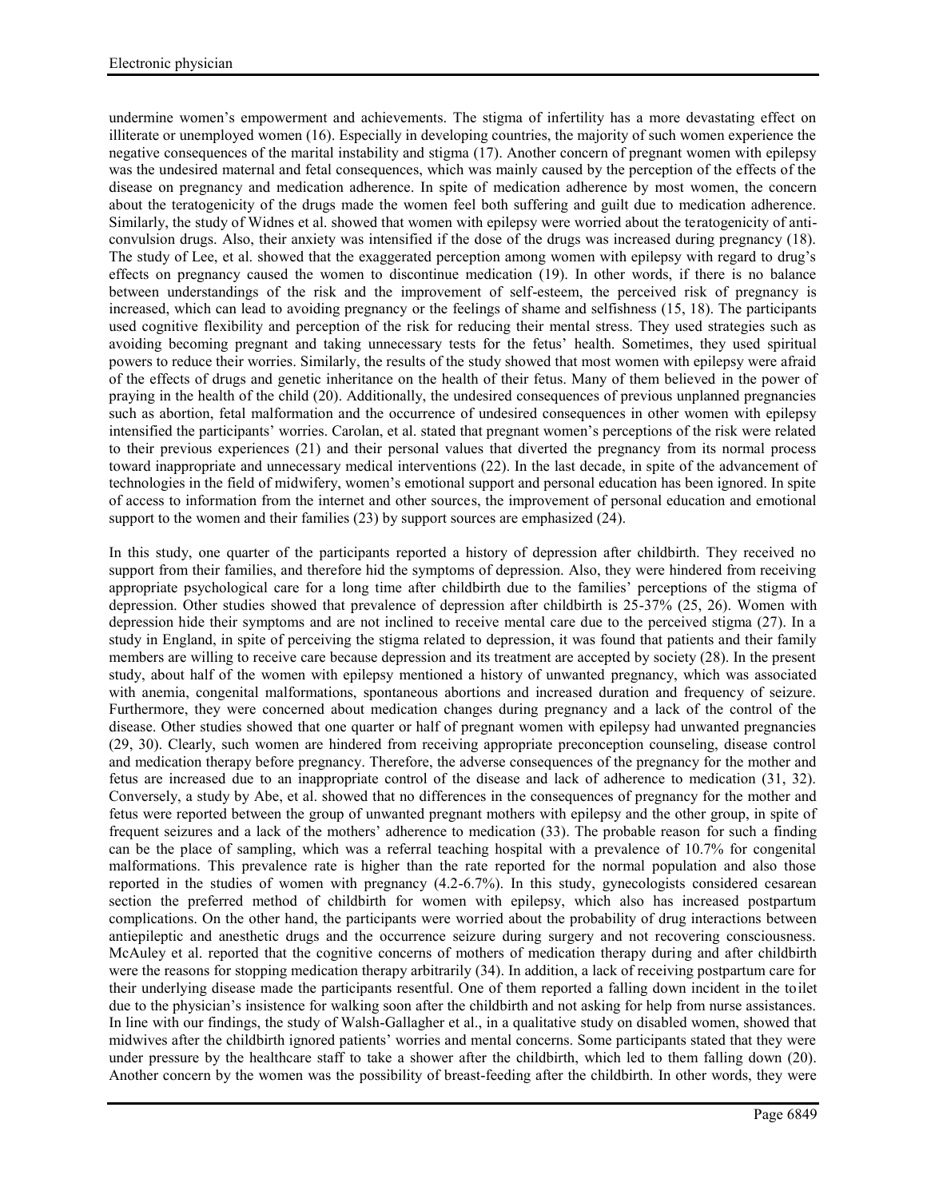undermine women's empowerment and achievements. The stigma of infertility has a more devastating effect on illiterate or unemployed women (16). Especially in developing countries, the majority of such women experience the negative consequences of the marital instability and stigma (17). Another concern of pregnant women with epilepsy was the undesired maternal and fetal consequences, which was mainly caused by the perception of the effects of the disease on pregnancy and medication adherence. In spite of medication adherence by most women, the concern about the teratogenicity of the drugs made the women feel both suffering and guilt due to medication adherence. Similarly, the study of Widnes et al. showed that women with epilepsy were worried about the teratogenicity of anti-convulsion drugs. Also, their anxiety was intensified if the dose of the drugs was increased during pregnancy (18). The study of Lee, et al. showed that the exaggerated perception among women with epilepsy with regard to drug's effects on pregnancy caused the women to discontinue medication (19). In other words, if there is no balance between understandings of the risk and the improvement of self-esteem, the perceived risk of pregnancy is increased, which can lead to avoiding pregnancy or the feelings of shame and selfishness (15, 18). The participants used cognitive flexibility and perception of the risk for reducing their mental stress. They used strategies such as avoiding becoming pregnant and taking unnecessary tests for the fetus' health. Sometimes, they used spiritual powers to reduce their worries. Similarly, the results of the study showed that most women with epilepsy were afraid of the effects of drugs and genetic inheritance on the health of their fetus. Many of them believed in the power of praying in the health of the child (20). Additionally, the undesired consequences of previous unplanned pregnancies such as abortion, fetal malformation and the occurrence of undesired consequences in other women with epilepsy intensified the participants' worries. Carolan, et al. stated that pregnant women's perceptions of the risk were related to their previous experiences (21) and their personal values that diverted the pregnancy from its normal process toward inappropriate and unnecessary medical interventions (22). In the last decade, in spite of the advancement of technologies in the field of midwifery, women's emotional support and personal education has been ignored. In spite of access to information from the internet and other sources, the improvement of personal education and emotional support to the women and their families (23) by support sources are emphasized (24).

In this study, one quarter of the participants reported a history of depression after childbirth. They received no support from their families, and therefore hid the symptoms of depression. Also, they were hindered from receiving appropriate psychological care for a long time after childbirth due to the families' perceptions of the stigma of depression. Other studies showed that prevalence of depression after childbirth is 25-37% (25, 26). Women with depression hide their symptoms and are not inclined to receive mental care due to the perceived stigma (27). In a study in England, in spite of perceiving the stigma related to depression, it was found that patients and their family members are willing to receive care because depression and its treatment are accepted by society (28). In the present study, about half of the women with epilepsy mentioned a history of unwanted pregnancy, which was associated with anemia, congenital malformations, spontaneous abortions and increased duration and frequency of seizure. Furthermore, they were concerned about medication changes during pregnancy and a lack of the control of the disease. Other studies showed that one quarter or half of pregnant women with epilepsy had unwanted pregnancies (29, 30). Clearly, such women are hindered from receiving appropriate preconception counseling, disease control and medication therapy before pregnancy. Therefore, the adverse consequences of the pregnancy for the mother and fetus are increased due to an inappropriate control of the disease and lack of adherence to medication (31, 32). Conversely, a study by Abe, et al. showed that no differences in the consequences of pregnancy for the mother and fetus were reported between the group of unwanted pregnant mothers with epilepsy and the other group, in spite of frequent seizures and a lack of the mothers' adherence to medication (33). The probable reason for such a finding can be the place of sampling, which was a referral teaching hospital with a prevalence of 10.7% for congenital malformations. This prevalence rate is higher than the rate reported for the normal population and also those reported in the studies of women with pregnancy (4.2-6.7%). In this study, gynecologists considered cesarean section the preferred method of childbirth for women with epilepsy, which also has increased postpartum complications. On the other hand, the participants were worried about the probability of drug interactions between antiepileptic and anesthetic drugs and the occurrence seizure during surgery and not recovering consciousness. McAuley et al. reported that the cognitive concerns of mothers of medication therapy during and after childbirth were the reasons for stopping medication therapy arbitrarily (34). In addition, a lack of receiving postpartum care for their underlying disease made the participants resentful. One of them reported a falling down incident in the toilet due to the physician's insistence for walking soon after the childbirth and not asking for help from nurse assistances. In line with our findings, the study of Walsh-Gallagher et al., in a qualitative study on disabled women, showed that midwives after the childbirth ignored patients' worries and mental concerns. Some participants stated that they were under pressure by the healthcare staff to take a shower after the childbirth, which led to them falling down (20). Another concern by the women was the possibility of breast-feeding after the childbirth. In other words, they were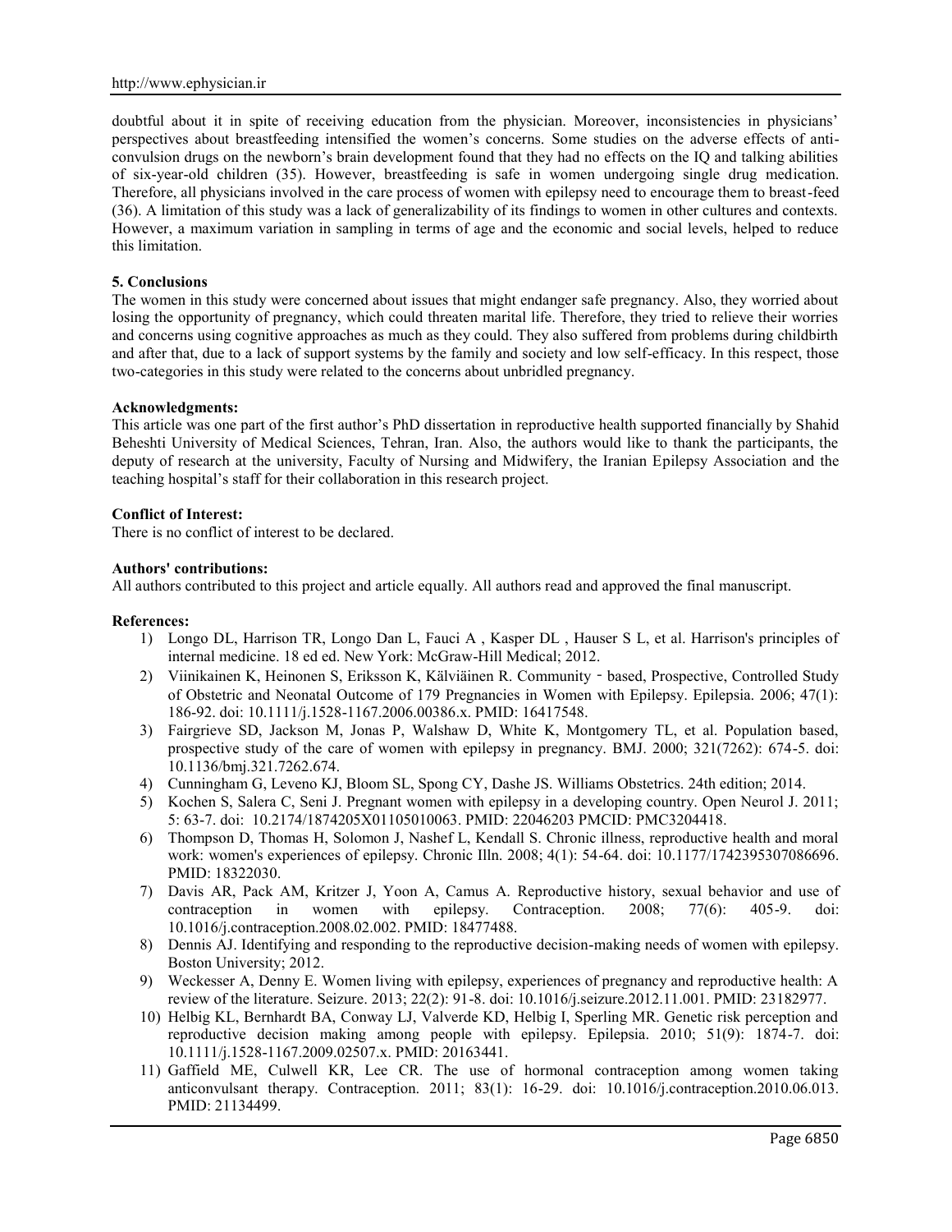doubtful about it in spite of receiving education from the physician. Moreover, inconsistencies in physicians' perspectives about breastfeeding intensified the women's concerns. Some studies on the adverse effects of anti-convulsion drugs on the newborn's brain development found that they had no effects on the IQ and talking abilities of six-year-old children (35). However, breastfeeding is safe in women undergoing single drug medication. Therefore, all physicians involved in the care process of women with epilepsy need to encourage them to breast-feed (36). A limitation of this study was a lack of generalizability of its findings to women in other cultures and contexts. However, a maximum variation in sampling in terms of age and the economic and social levels, helped to reduce this limitation.

**5. Conclusions**

The women in this study were concerned about issues that might endanger safe pregnancy. Also, they worried about losing the opportunity of pregnancy, which could threaten marital life. Therefore, they tried to relieve their worries and concerns using cognitive approaches as much as they could. They also suffered from problems during childbirth and after that, due to a lack of support systems by the family and society and low self-efficacy. In this respect, those two-categories in this study were related to the concerns about unbridled pregnancy.

**Acknowledgments:**

This article was one part of the first author's PhD dissertation in reproductive health supported financially by Shahid Beheshti University of Medical Sciences, Tehran, Iran. Also, the authors would like to thank the participants, the deputy of research at the university, Faculty of Nursing and Midwifery, the Iranian Epilepsy Association and the teaching hospital's staff for their collaboration in this research project.

**Conflict of Interest:**

There is no conflict of interest to be declared.

**Authors' contributions:**

All authors contributed to this project and article equally. All authors read and approved the final manuscript.

**References:**

1) Longo DL, Harrison TR, Longo Dan L, Fauci A , Kasper DL , Hauser S L, et al. Harrison's principles of internal medicine. 18 ed ed. New York: McGraw-Hill Medical; 2012.
2) Viinikainen K, Heinonen S, Eriksson K, Kälviäinen R. Community‐based, Prospective, Controlled Study of Obstetric and Neonatal Outcome of 179 Pregnancies in Women with Epilepsy. Epilepsia. 2006; 47(1): 186-92. doi: 10.1111/j.1528-1167.2006.00386.x. PMID: 16417548.
3) Fairgrieve SD, Jackson M, Jonas P, Walshaw D, White K, Montgomery TL, et al. Population based, prospective study of the care of women with epilepsy in pregnancy. BMJ. 2000; 321(7262): 674-5. doi: 10.1136/bmj.321.7262.674.
4) Cunningham G, Leveno KJ, Bloom SL, Spong CY, Dashe JS. Williams Obstetrics. 24th edition; 2014.
5) Kochen S, Salera C, Seni J. Pregnant women with epilepsy in a developing country. Open Neurol J. 2011; 5: 63-7. doi: 10.2174/1874205X01105010063. PMID: 22046203 PMCID: PMC3204418.
6) Thompson D, Thomas H, Solomon J, Nashef L, Kendall S. Chronic illness, reproductive health and moral work: women's experiences of epilepsy. Chronic Illn. 2008; 4(1): 54-64. doi: 10.1177/1742395307086696. PMID: 18322030.
7) Davis AR, Pack AM, Kritzer J, Yoon A, Camus A. Reproductive history, sexual behavior and use of contraception in women with epilepsy. Contraception. 2008; 77(6): 405-9. doi: 10.1016/j.contraception.2008.02.002. PMID: 18477488.
8) Dennis AJ. Identifying and responding to the reproductive decision-making needs of women with epilepsy. Boston University; 2012.
9) Weckesser A, Denny E. Women living with epilepsy, experiences of pregnancy and reproductive health: A review of the literature. Seizure. 2013; 22(2): 91-8. doi: 10.1016/j.seizure.2012.11.001. PMID: 23182977.
10) Helbig KL, Bernhardt BA, Conway LJ, Valverde KD, Helbig I, Sperling MR. Genetic risk perception and reproductive decision making among people with epilepsy. Epilepsia. 2010; 51(9): 1874-7. doi: 10.1111/j.1528-1167.2009.02507.x. PMID: 20163441.
11) Gaffield ME, Culwell KR, Lee CR. The use of hormonal contraception among women taking anticonvulsant therapy. Contraception. 2011; 83(1): 16-29. doi: 10.1016/j.contraception.2010.06.013. PMID: 21134499.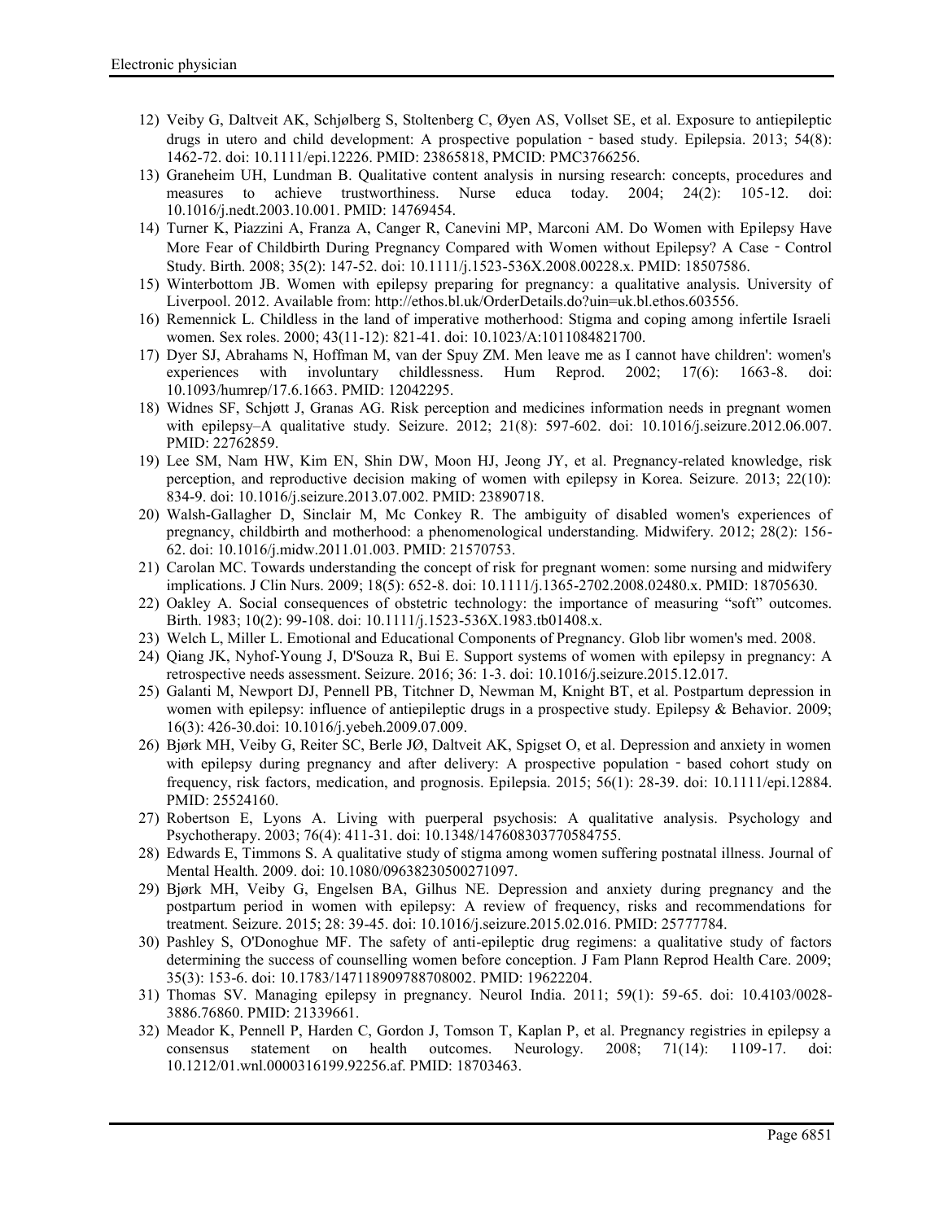12) Veiby G, Daltveit AK, Schjølberg S, Stoltenberg C, Øyen AS, Vollset SE, et al. Exposure to antiepileptic drugs in utero and child development: A prospective population‐based study. Epilepsia. 2013; 54(8): 1462-72. doi: 10.1111/epi.12226. PMID: 23865818, PMCID: PMC3766256.
13) Graneheim UH, Lundman B. Qualitative content analysis in nursing research: concepts, procedures and measures to achieve trustworthiness. Nurse educa today. 2004; 24(2): 105-12. doi: 10.1016/j.nedt.2003.10.001. PMID: 14769454.
14) Turner K, Piazzini A, Franza A, Canger R, Canevini MP, Marconi AM. Do Women with Epilepsy Have More Fear of Childbirth During Pregnancy Compared with Women without Epilepsy? A Case‐Control Study. Birth. 2008; 35(2): 147-52. doi: 10.1111/j.1523-536X.2008.00228.x. PMID: 18507586.
15) Winterbottom JB. Women with epilepsy preparing for pregnancy: a qualitative analysis. University of Liverpool. 2012. Available from: http://ethos.bl.uk/OrderDetails.do?uin=uk.bl.ethos.603556.
16) Remennick L. Childless in the land of imperative motherhood: Stigma and coping among infertile Israeli women. Sex roles. 2000; 43(11-12): 821-41. doi: 10.1023/A:1011084821700.
17) Dyer SJ, Abrahams N, Hoffman M, van der Spuy ZM. Men leave me as I cannot have children': women's experiences with involuntary childlessness. Hum Reprod. 2002; 17(6): 1663-8. doi: 10.1093/humrep/17.6.1663. PMID: 12042295.
18) Widnes SF, Schjøtt J, Granas AG. Risk perception and medicines information needs in pregnant women with epilepsy–A qualitative study. Seizure. 2012; 21(8): 597-602. doi: 10.1016/j.seizure.2012.06.007. PMID: 22762859.
19) Lee SM, Nam HW, Kim EN, Shin DW, Moon HJ, Jeong JY, et al. Pregnancy-related knowledge, risk perception, and reproductive decision making of women with epilepsy in Korea. Seizure. 2013; 22(10): 834-9. doi: 10.1016/j.seizure.2013.07.002. PMID: 23890718.
20) Walsh-Gallagher D, Sinclair M, Mc Conkey R. The ambiguity of disabled women's experiences of pregnancy, childbirth and motherhood: a phenomenological understanding. Midwifery. 2012; 28(2): 156-62. doi: 10.1016/j.midw.2011.01.003. PMID: 21570753.
21) Carolan MC. Towards understanding the concept of risk for pregnant women: some nursing and midwifery implications. J Clin Nurs. 2009; 18(5): 652-8. doi: 10.1111/j.1365-2702.2008.02480.x. PMID: 18705630.
22) Oakley A. Social consequences of obstetric technology: the importance of measuring "soft" outcomes. Birth. 1983; 10(2): 99-108. doi: 10.1111/j.1523-536X.1983.tb01408.x.
23) Welch L, Miller L. Emotional and Educational Components of Pregnancy. Glob libr women's med. 2008.
24) Qiang JK, Nyhof-Young J, D'Souza R, Bui E. Support systems of women with epilepsy in pregnancy: A retrospective needs assessment. Seizure. 2016; 36: 1-3. doi: 10.1016/j.seizure.2015.12.017.
25) Galanti M, Newport DJ, Pennell PB, Titchner D, Newman M, Knight BT, et al. Postpartum depression in women with epilepsy: influence of antiepileptic drugs in a prospective study. Epilepsy & Behavior. 2009; 16(3): 426-30.doi: 10.1016/j.yebeh.2009.07.009.
26) Bjørk MH, Veiby G, Reiter SC, Berle JØ, Daltveit AK, Spigset O, et al. Depression and anxiety in women with epilepsy during pregnancy and after delivery: A prospective population‐based cohort study on frequency, risk factors, medication, and prognosis. Epilepsia. 2015; 56(1): 28-39. doi: 10.1111/epi.12884. PMID: 25524160.
27) Robertson E, Lyons A. Living with puerperal psychosis: A qualitative analysis. Psychology and Psychotherapy. 2003; 76(4): 411-31. doi: 10.1348/147608303770584755.
28) Edwards E, Timmons S. A qualitative study of stigma among women suffering postnatal illness. Journal of Mental Health. 2009. doi: 10.1080/09638230500271097.
29) Bjørk MH, Veiby G, Engelsen BA, Gilhus NE. Depression and anxiety during pregnancy and the postpartum period in women with epilepsy: A review of frequency, risks and recommendations for treatment. Seizure. 2015; 28: 39-45. doi: 10.1016/j.seizure.2015.02.016. PMID: 25777784.
30) Pashley S, O'Donoghue MF. The safety of anti-epileptic drug regimens: a qualitative study of factors determining the success of counselling women before conception. J Fam Plann Reprod Health Care. 2009; 35(3): 153-6. doi: 10.1783/147118909788708002. PMID: 19622204.
31) Thomas SV. Managing epilepsy in pregnancy. Neurol India. 2011; 59(1): 59-65. doi: 10.4103/0028-3886.76860. PMID: 21339661.
32) Meador K, Pennell P, Harden C, Gordon J, Tomson T, Kaplan P, et al. Pregnancy registries in epilepsy a consensus statement on health outcomes. Neurology. 2008; 71(14): 1109-17. doi: 10.1212/01.wnl.0000316199.92256.af. PMID: 18703463.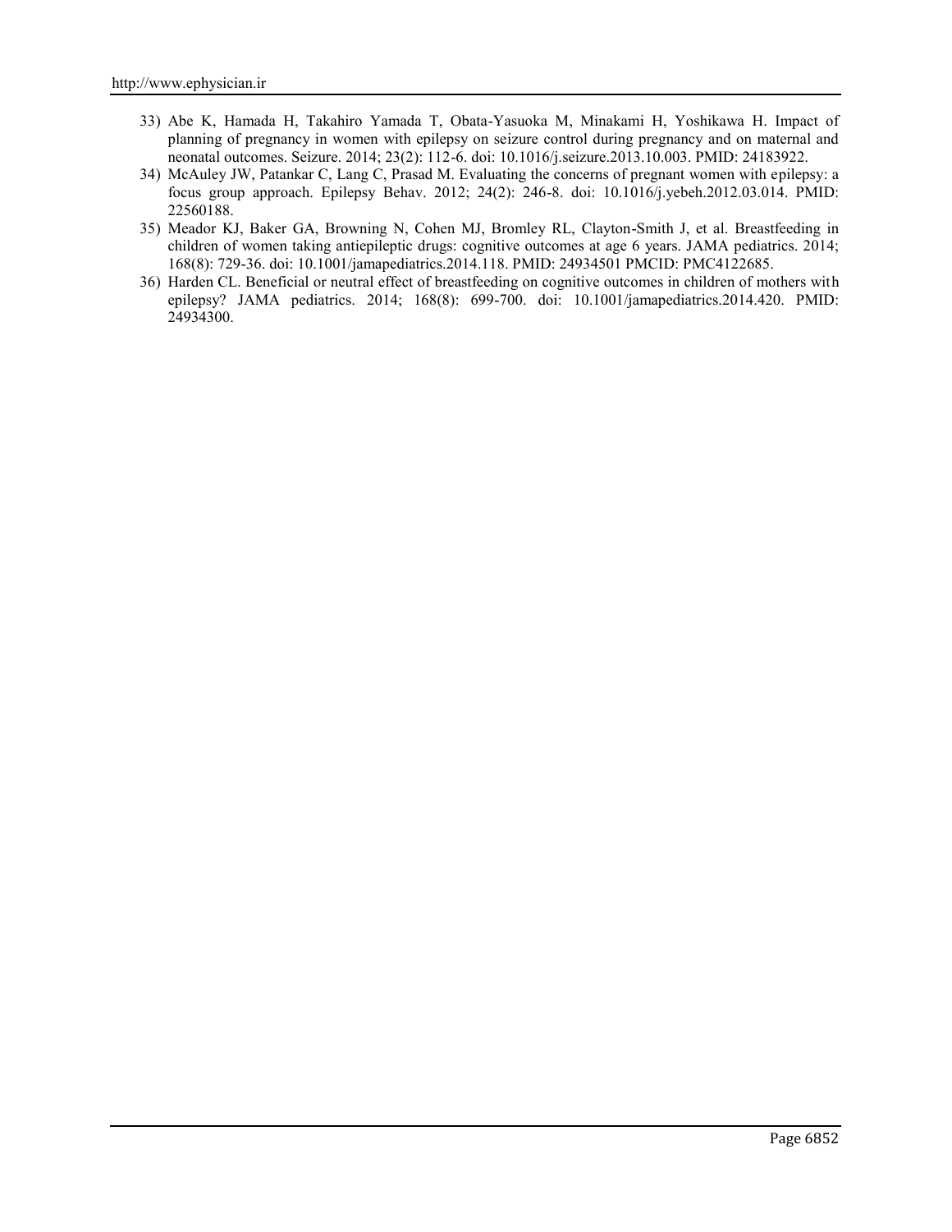33) Abe K, Hamada H, Takahiro Yamada T, Obata-Yasuoka M, Minakami H, Yoshikawa H. Impact of planning of pregnancy in women with epilepsy on seizure control during pregnancy and on maternal and neonatal outcomes. Seizure. 2014; 23(2): 112-6. doi: 10.1016/j.seizure.2013.10.003. PMID: 24183922.
34) McAuley JW, Patankar C, Lang C, Prasad M. Evaluating the concerns of pregnant women with epilepsy: a focus group approach. Epilepsy Behav. 2012; 24(2): 246-8. doi: 10.1016/j.yebeh.2012.03.014. PMID: 22560188.
35) Meador KJ, Baker GA, Browning N, Cohen MJ, Bromley RL, Clayton-Smith J, et al. Breastfeeding in children of women taking antiepileptic drugs: cognitive outcomes at age 6 years. JAMA pediatrics. 2014; 168(8): 729-36. doi: 10.1001/jamapediatrics.2014.118. PMID: 24934501 PMCID: PMC4122685.
36) Harden CL. Beneficial or neutral effect of breastfeeding on cognitive outcomes in children of mothers with epilepsy? JAMA pediatrics. 2014; 168(8): 699-700. doi: 10.1001/jamapediatrics.2014.420. PMID: 24934300.